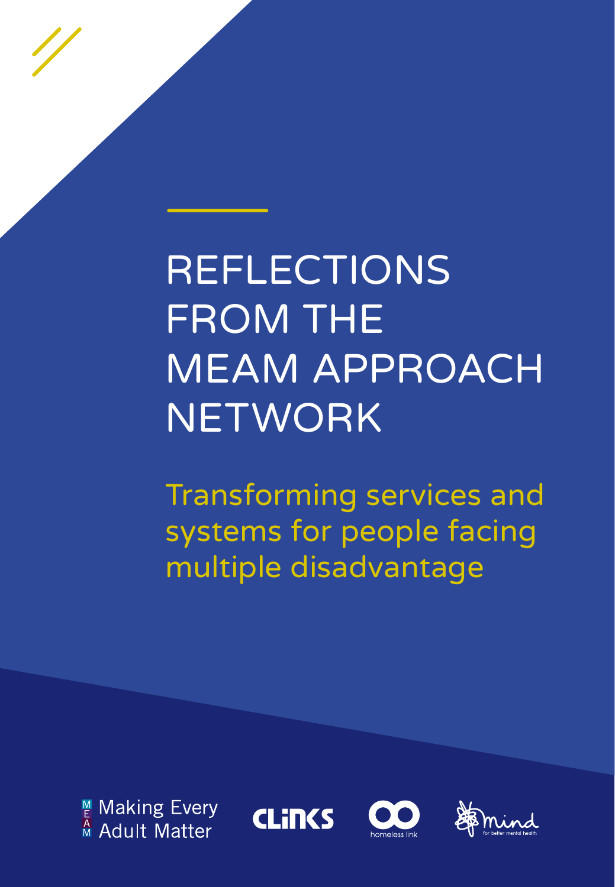# REFLECTIONS FROM THE MEAM APPROACH NETWORK

## Transforming services and systems for people facing multiple disadvantage

Making Every Adult Matter

CLINKS

homeless link

mind for better mental health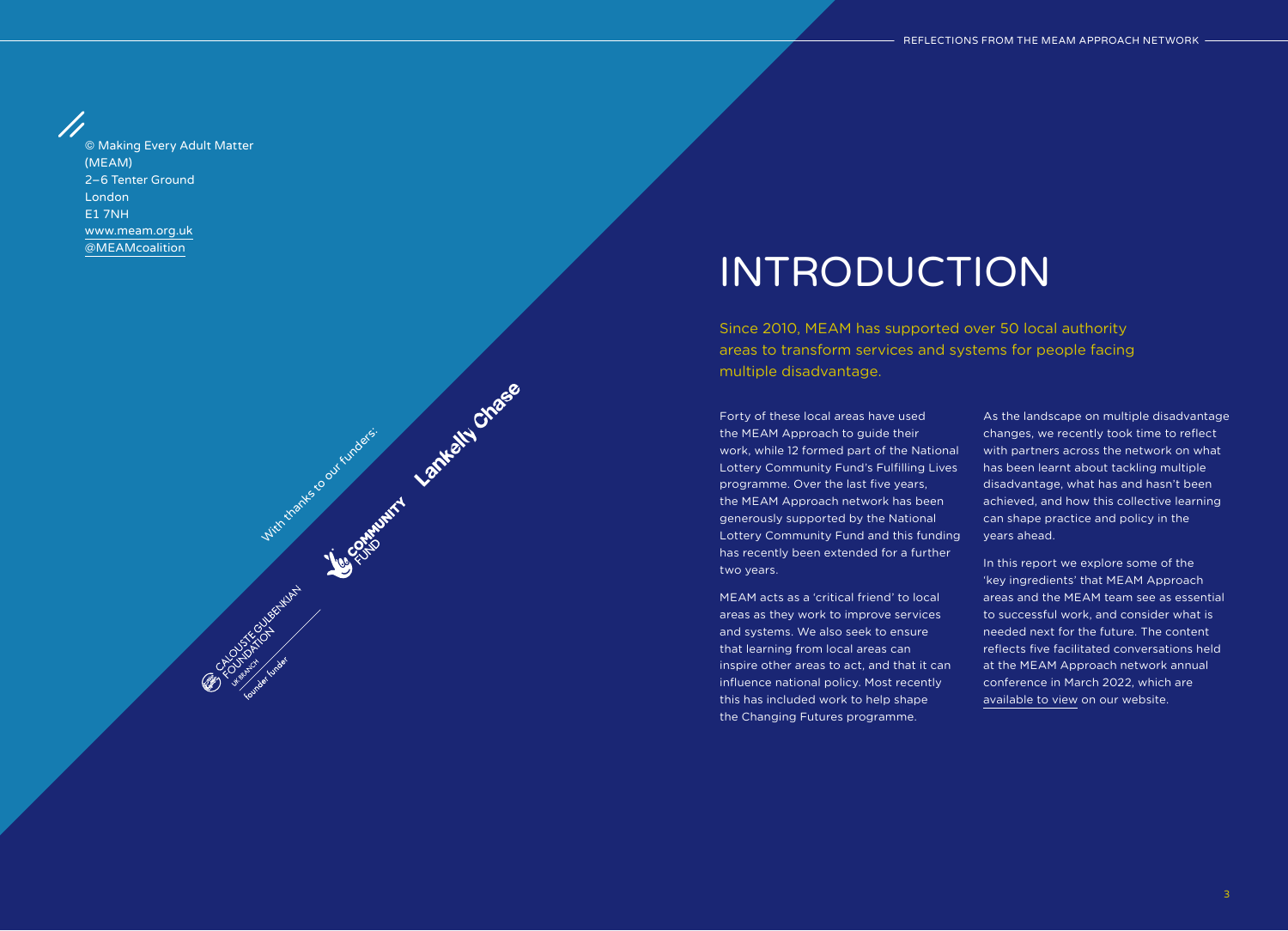© Making Every Adult Matter (MEAM)
2–6 Tenter Ground
London
E1 7NH
www.meam.org.uk
@MEAMcoalition

With thanks to our funders:

# INTRODUCTION

Since 2010, MEAM has supported over 50 local authority areas to transform services and systems for people facing multiple disadvantage.

Forty of these local areas have used the MEAM Approach to guide their work, while 12 formed part of the National Lottery Community Fund's Fulfilling Lives programme. Over the last five years, the MEAM Approach network has been generously supported by the National Lottery Community Fund and this funding has recently been extended for a further two years.

MEAM acts as a 'critical friend' to local areas as they work to improve services and systems. We also seek to ensure that learning from local areas can inspire other areas to act, and that it can influence national policy. Most recently this has included work to help shape the Changing Futures programme.

As the landscape on multiple disadvantage changes, we recently took time to reflect with partners across the network on what has been learnt about tackling multiple disadvantage, what has and hasn't been achieved, and how this collective learning can shape practice and policy in the years ahead.

In this report we explore some of the 'key ingredients' that MEAM Approach areas and the MEAM team see as essential to successful work, and consider what is needed next for the future. The content reflects five facilitated conversations held at the MEAM Approach network annual conference in March 2022, which are available to view on our website.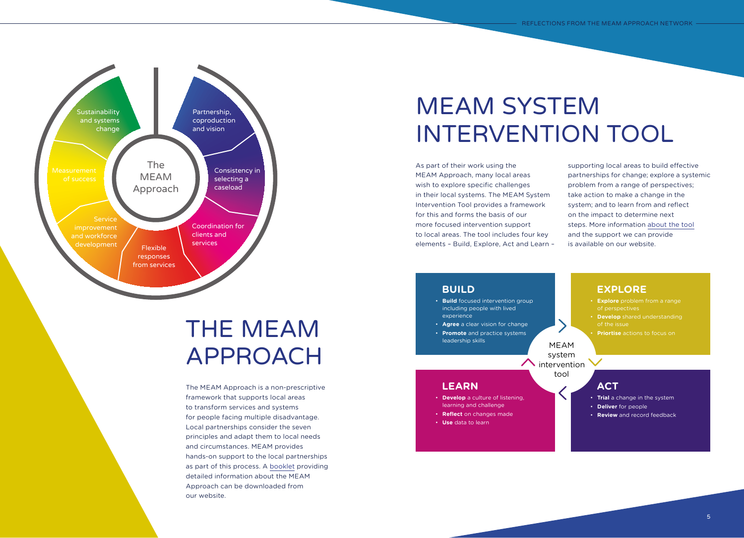The MEAM Approach

- Partnership, coproduction and vision
- Consistency in selecting a caseload
- Coordination for clients and services
- Flexible responses from services
- Service improvement and workforce development
- Measurement of success
- Sustainability and systems change

# THE MEAM APPROACH

The MEAM Approach is a non-prescriptive framework that supports local areas to transform services and systems for people facing multiple disadvantage. Local partnerships consider the seven principles and adapt them to local needs and circumstances. MEAM provides hands-on support to the local partnerships as part of this process. A booklet providing detailed information about the MEAM Approach can be downloaded from our website.

# MEAM SYSTEM INTERVENTION TOOL

As part of their work using the MEAM Approach, many local areas wish to explore specific challenges in their local systems. The MEAM System Intervention Tool provides a framework for this and forms the basis of our more focused intervention support to local areas. The tool includes four key elements – Build, Explore, Act and Learn – supporting local areas to build effective partnerships for change; explore a systemic problem from a range of perspectives; take action to make a change in the system; and to learn from and reflect on the impact to determine next steps. More information about the tool and the support we can provide is available on our website.

MEAM system intervention tool

## BUILD

- **Build** focused intervention group including people with lived experience
- **Agree** a clear vision for change
- **Promote** and practice systems leadership skills

## EXPLORE

- **Explore** problem from a range of perspectives
- **Develop** shared understanding of the issue
- **Priortise** actions to focus on

## ACT

- **Trial** a change in the system
- **Deliver** for people
- **Review** and record feedback

## LEARN

- **Develop** a culture of listening, learning and challenge
- **Reflect** on changes made
- **Use** data to learn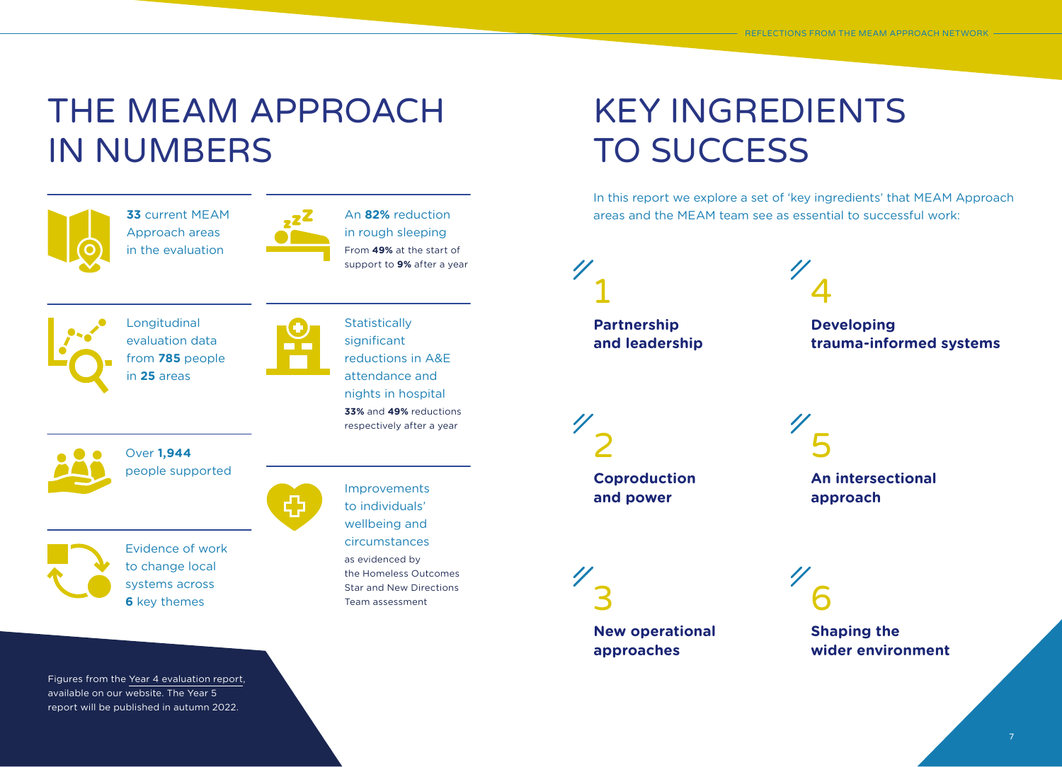# THE MEAM APPROACH IN NUMBERS

**33** current MEAM Approach areas in the evaluation

An **82%** reduction in rough sleeping
From **49%** at the start of support to **9%** after a year

Longitudinal evaluation data from **785** people in **25** areas

Statistically significant reductions in A&E attendance and nights in hospital
**33%** and **49%** reductions respectively after a year

Over **1,944** people supported

Improvements to individuals' wellbeing and circumstances
as evidenced by the Homeless Outcomes Star and New Directions Team assessment

Evidence of work to change local systems across **6** key themes

Figures from the Year 4 evaluation report, available on our website. The Year 5 report will be published in autumn 2022.

# KEY INGREDIENTS TO SUCCESS

In this report we explore a set of 'key ingredients' that MEAM Approach areas and the MEAM team see as essential to successful work:

1. **Partnership and leadership**
2. **Coproduction and power**
3. **New operational approaches**
4. **Developing trauma-informed systems**
5. **An intersectional approach**
6. **Shaping the wider environment**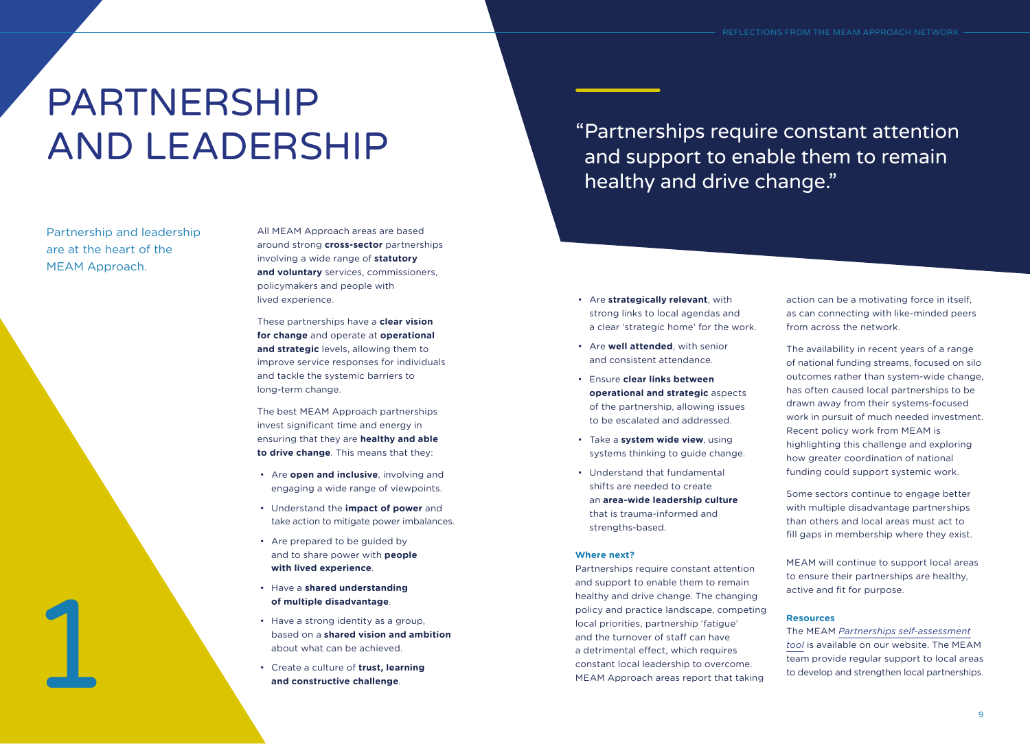# PARTNERSHIP AND LEADERSHIP

1

Partnership and leadership are at the heart of the MEAM Approach.

All MEAM Approach areas are based around strong **cross-sector** partnerships involving a wide range of **statutory and voluntary** services, commissioners, policymakers and people with lived experience.

These partnerships have a **clear vision for change** and operate at **operational and strategic** levels, allowing them to improve service responses for individuals and tackle the systemic barriers to long-term change.

The best MEAM Approach partnerships invest significant time and energy in ensuring that they are **healthy and able to drive change**. This means that they:

- Are **open and inclusive**, involving and engaging a wide range of viewpoints.
- Understand the **impact of power** and take action to mitigate power imbalances.
- Are prepared to be guided by and to share power with **people with lived experience**.
- Have a **shared understanding of multiple disadvantage**.
- Have a strong identity as a group, based on a **shared vision and ambition** about what can be achieved.
- Create a culture of **trust, learning and constructive challenge**.
- Are **strategically relevant**, with strong links to local agendas and a clear 'strategic home' for the work.
- Are **well attended**, with senior and consistent attendance.
- Ensure **clear links between operational and strategic** aspects of the partnership, allowing issues to be escalated and addressed.
- Take a **system wide view**, using systems thinking to guide change.
- Understand that fundamental shifts are needed to create an **area-wide leadership culture** that is trauma-informed and strengths-based.

> "Partnerships require constant attention and support to enable them to remain healthy and drive change."

### Where next?

Partnerships require constant attention and support to enable them to remain healthy and drive change. The changing policy and practice landscape, competing local priorities, partnership 'fatigue' and the turnover of staff can have a detrimental effect, which requires constant local leadership to overcome. MEAM Approach areas report that taking action can be a motivating force in itself, as can connecting with like-minded peers from across the network.

The availability in recent years of a range of national funding streams, focused on silo outcomes rather than system-wide change, has often caused local partnerships to be drawn away from their systems-focused work in pursuit of much needed investment. Recent policy work from MEAM is highlighting this challenge and exploring how greater coordination of national funding could support systemic work.

Some sectors continue to engage better with multiple disadvantage partnerships than others and local areas must act to fill gaps in membership where they exist.

MEAM will continue to support local areas to ensure their partnerships are healthy, active and fit for purpose.

### Resources

The MEAM *Partnerships self-assessment tool* is available on our website. The MEAM team provide regular support to local areas to develop and strengthen local partnerships.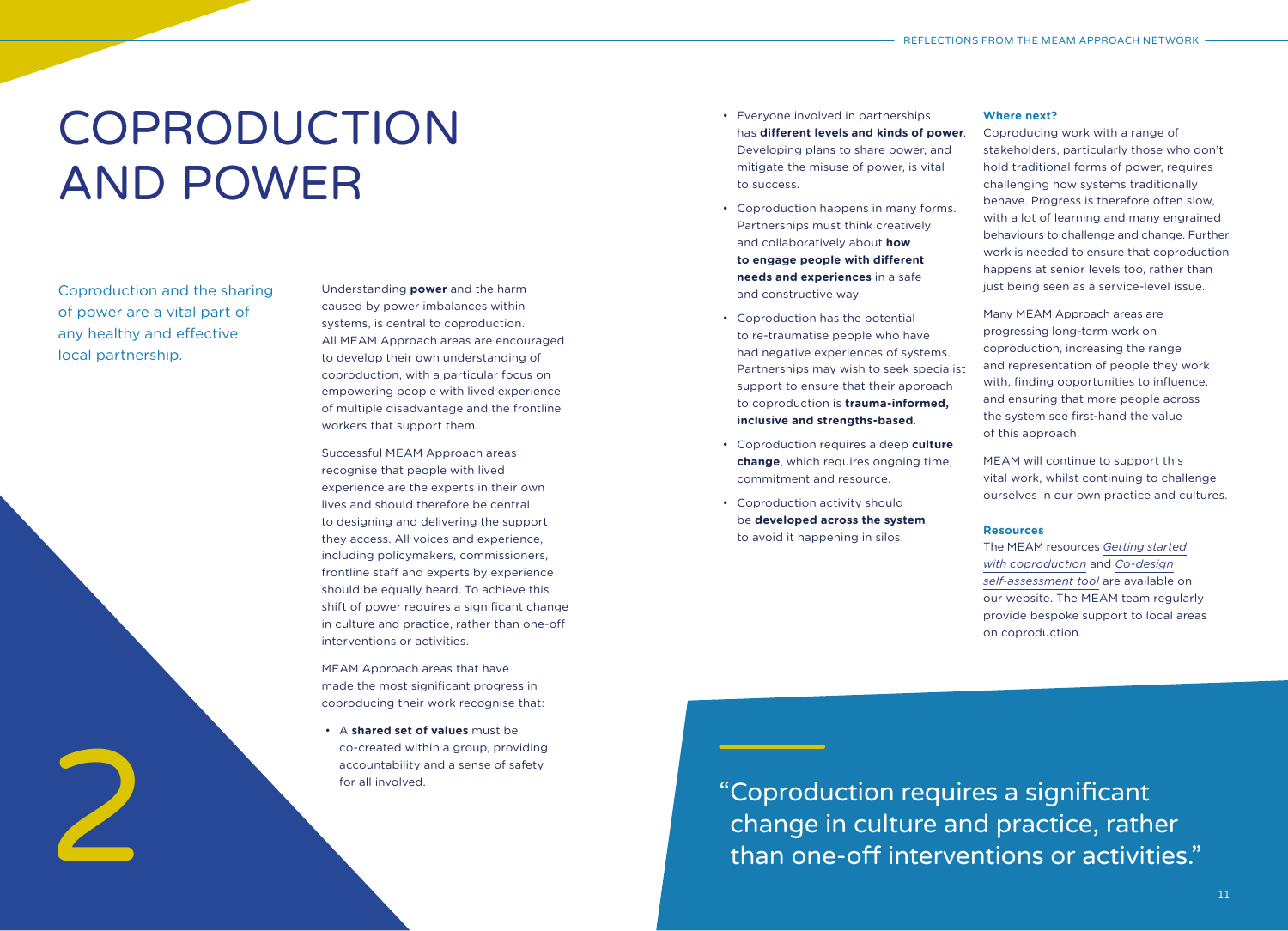# COPRODUCTION AND POWER

2

Coproduction and the sharing of power are a vital part of any healthy and effective local partnership.

Understanding **power** and the harm caused by power imbalances within systems, is central to coproduction. All MEAM Approach areas are encouraged to develop their own understanding of coproduction, with a particular focus on empowering people with lived experience of multiple disadvantage and the frontline workers that support them.

Successful MEAM Approach areas recognise that people with lived experience are the experts in their own lives and should therefore be central to designing and delivering the support they access. All voices and experience, including policymakers, commissioners, frontline staff and experts by experience should be equally heard. To achieve this shift of power requires a significant change in culture and practice, rather than one-off interventions or activities.

MEAM Approach areas that have made the most significant progress in coproducing their work recognise that:

- A **shared set of values** must be co-created within a group, providing accountability and a sense of safety for all involved.
- Everyone involved in partnerships has **different levels and kinds of power**. Developing plans to share power, and mitigate the misuse of power, is vital to success.
- Coproduction happens in many forms. Partnerships must think creatively and collaboratively about **how to engage people with different needs and experiences** in a safe and constructive way.
- Coproduction has the potential to re-traumatise people who have had negative experiences of systems. Partnerships may wish to seek specialist support to ensure that their approach to coproduction is **trauma-informed, inclusive and strengths-based**.
- Coproduction requires a deep **culture change**, which requires ongoing time, commitment and resource.
- Coproduction activity should be **developed across the system**, to avoid it happening in silos.

**Where next?**

Coproducing work with a range of stakeholders, particularly those who don't hold traditional forms of power, requires challenging how systems traditionally behave. Progress is therefore often slow, with a lot of learning and many engrained behaviours to challenge and change. Further work is needed to ensure that coproduction happens at senior levels too, rather than just being seen as a service-level issue.

Many MEAM Approach areas are progressing long-term work on coproduction, increasing the range and representation of people they work with, finding opportunities to influence, and ensuring that more people across the system see first-hand the value of this approach.

MEAM will continue to support this vital work, whilst continuing to challenge ourselves in our own practice and cultures.

**Resources**

The MEAM resources *Getting started with coproduction* and *Co-design self-assessment tool* are available on our website. The MEAM team regularly provide bespoke support to local areas on coproduction.

> "Coproduction requires a significant change in culture and practice, rather than one-off interventions or activities."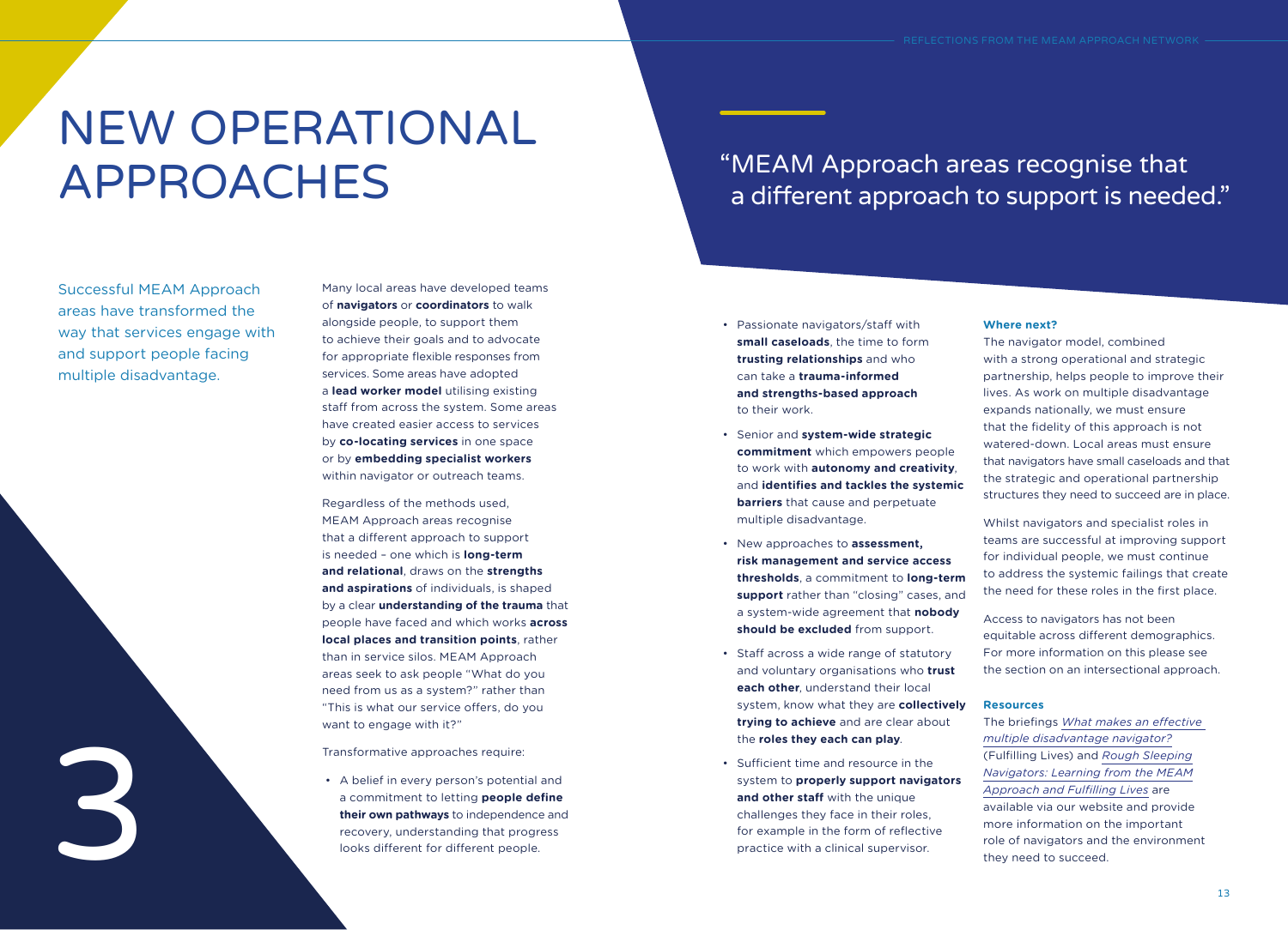# NEW OPERATIONAL APPROACHES

3

Successful MEAM Approach areas have transformed the way that services engage with and support people facing multiple disadvantage.

Many local areas have developed teams of **navigators** or **coordinators** to walk alongside people, to support them to achieve their goals and to advocate for appropriate flexible responses from services. Some areas have adopted a **lead worker model** utilising existing staff from across the system. Some areas have created easier access to services by **co-locating services** in one space or by **embedding specialist workers** within navigator or outreach teams.

Regardless of the methods used, MEAM Approach areas recognise that a different approach to support is needed – one which is **long-term and relational**, draws on the **strengths and aspirations** of individuals, is shaped by a clear **understanding of the trauma** that people have faced and which works **across local places and transition points**, rather than in service silos. MEAM Approach areas seek to ask people "What do you need from us as a system?" rather than "This is what our service offers, do you want to engage with it?"

Transformative approaches require:

- A belief in every person's potential and a commitment to letting **people define their own pathways** to independence and recovery, understanding that progress looks different for different people.
- Passionate navigators/staff with **small caseloads**, the time to form **trusting relationships** and who can take a **trauma-informed and strengths-based approach** to their work.
- Senior and **system-wide strategic commitment** which empowers people to work with **autonomy and creativity**, and **identifies and tackles the systemic barriers** that cause and perpetuate multiple disadvantage.
- New approaches to **assessment, risk management and service access thresholds**, a commitment to **long-term support** rather than "closing" cases, and a system-wide agreement that **nobody should be excluded** from support.
- Staff across a wide range of statutory and voluntary organisations who **trust each other**, understand their local system, know what they are **collectively trying to achieve** and are clear about the **roles they each can play**.
- Sufficient time and resource in the system to **properly support navigators and other staff** with the unique challenges they face in their roles, for example in the form of reflective practice with a clinical supervisor.

> "MEAM Approach areas recognise that a different approach to support is needed."

**Where next?**

The navigator model, combined with a strong operational and strategic partnership, helps people to improve their lives. As work on multiple disadvantage expands nationally, we must ensure that the fidelity of this approach is not watered-down. Local areas must ensure that navigators have small caseloads and that the strategic and operational partnership structures they need to succeed are in place.

Whilst navigators and specialist roles in teams are successful at improving support for individual people, we must continue to address the systemic failings that create the need for these roles in the first place.

Access to navigators has not been equitable across different demographics. For more information on this please see the section on an intersectional approach.

**Resources**

The briefings *What makes an effective multiple disadvantage navigator?* (Fulfilling Lives) and *Rough Sleeping Navigators: Learning from the MEAM Approach and Fulfilling Lives* are available via our website and provide more information on the important role of navigators and the environment they need to succeed.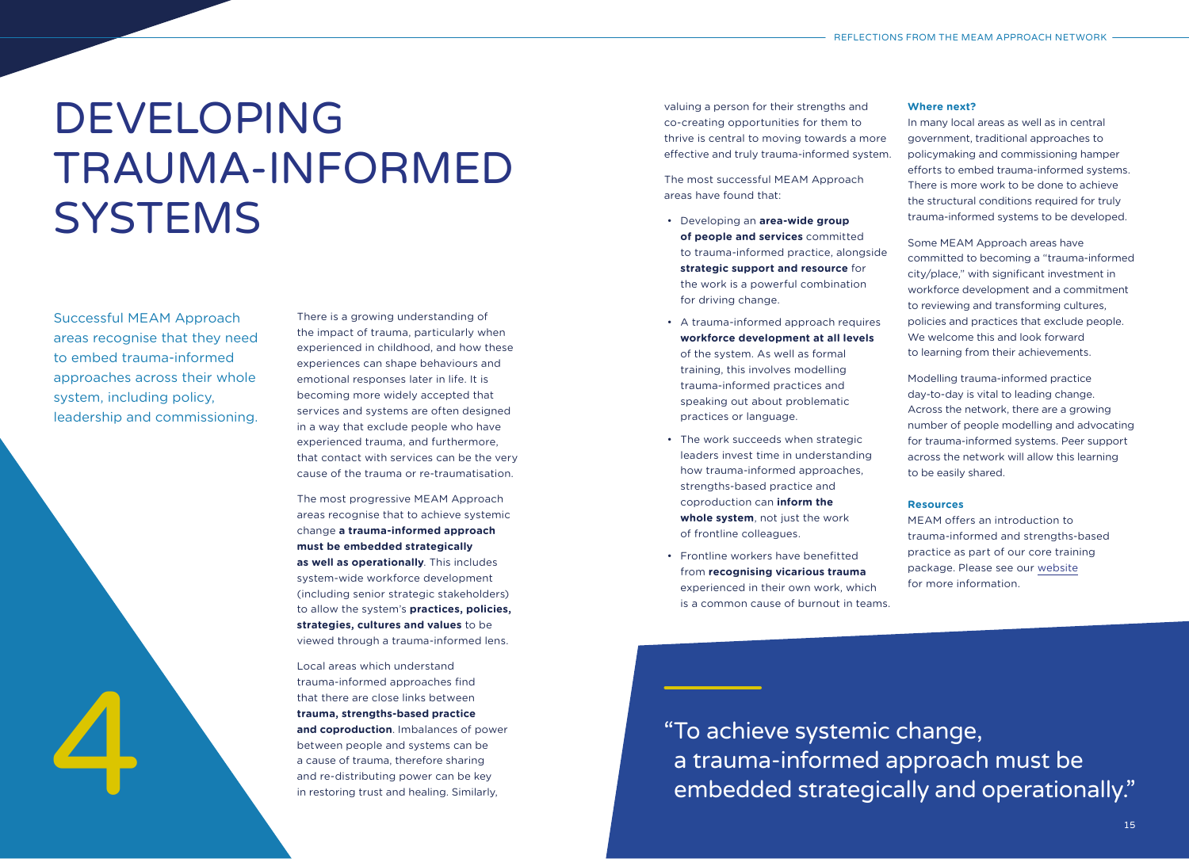# DEVELOPING TRAUMA-INFORMED SYSTEMS

4

Successful MEAM Approach areas recognise that they need to embed trauma-informed approaches across their whole system, including policy, leadership and commissioning.

There is a growing understanding of the impact of trauma, particularly when experienced in childhood, and how these experiences can shape behaviours and emotional responses later in life. It is becoming more widely accepted that services and systems are often designed in a way that exclude people who have experienced trauma, and furthermore, that contact with services can be the very cause of the trauma or re-traumatisation.

The most progressive MEAM Approach areas recognise that to achieve systemic change **a trauma-informed approach must be embedded strategically as well as operationally**. This includes system-wide workforce development (including senior strategic stakeholders) to allow the system's **practices, policies, strategies, cultures and values** to be viewed through a trauma-informed lens.

Local areas which understand trauma-informed approaches find that there are close links between **trauma, strengths-based practice and coproduction**. Imbalances of power between people and systems can be a cause of trauma, therefore sharing and re-distributing power can be key in restoring trust and healing. Similarly, valuing a person for their strengths and co-creating opportunities for them to thrive is central to moving towards a more effective and truly trauma-informed system.

The most successful MEAM Approach areas have found that:

- Developing an **area-wide group of people and services** committed to trauma-informed practice, alongside **strategic support and resource** for the work is a powerful combination for driving change.
- A trauma-informed approach requires **workforce development at all levels** of the system. As well as formal training, this involves modelling trauma-informed practices and speaking out about problematic practices or language.
- The work succeeds when strategic leaders invest time in understanding how trauma-informed approaches, strengths-based practice and coproduction can **inform the whole system**, not just the work of frontline colleagues.
- Frontline workers have benefitted from **recognising vicarious trauma** experienced in their own work, which is a common cause of burnout in teams.

**Where next?**

In many local areas as well as in central government, traditional approaches to policymaking and commissioning hamper efforts to embed trauma-informed systems. There is more work to be done to achieve the structural conditions required for truly trauma-informed systems to be developed.

Some MEAM Approach areas have committed to becoming a "trauma-informed city/place," with significant investment in workforce development and a commitment to reviewing and transforming cultures, policies and practices that exclude people. We welcome this and look forward to learning from their achievements.

Modelling trauma-informed practice day-to-day is vital to leading change. Across the network, there are a growing number of people modelling and advocating for trauma-informed systems. Peer support across the network will allow this learning to be easily shared.

**Resources**

MEAM offers an introduction to trauma-informed and strengths-based practice as part of our core training package. Please see our website for more information.

"To achieve systemic change, a trauma-informed approach must be embedded strategically and operationally."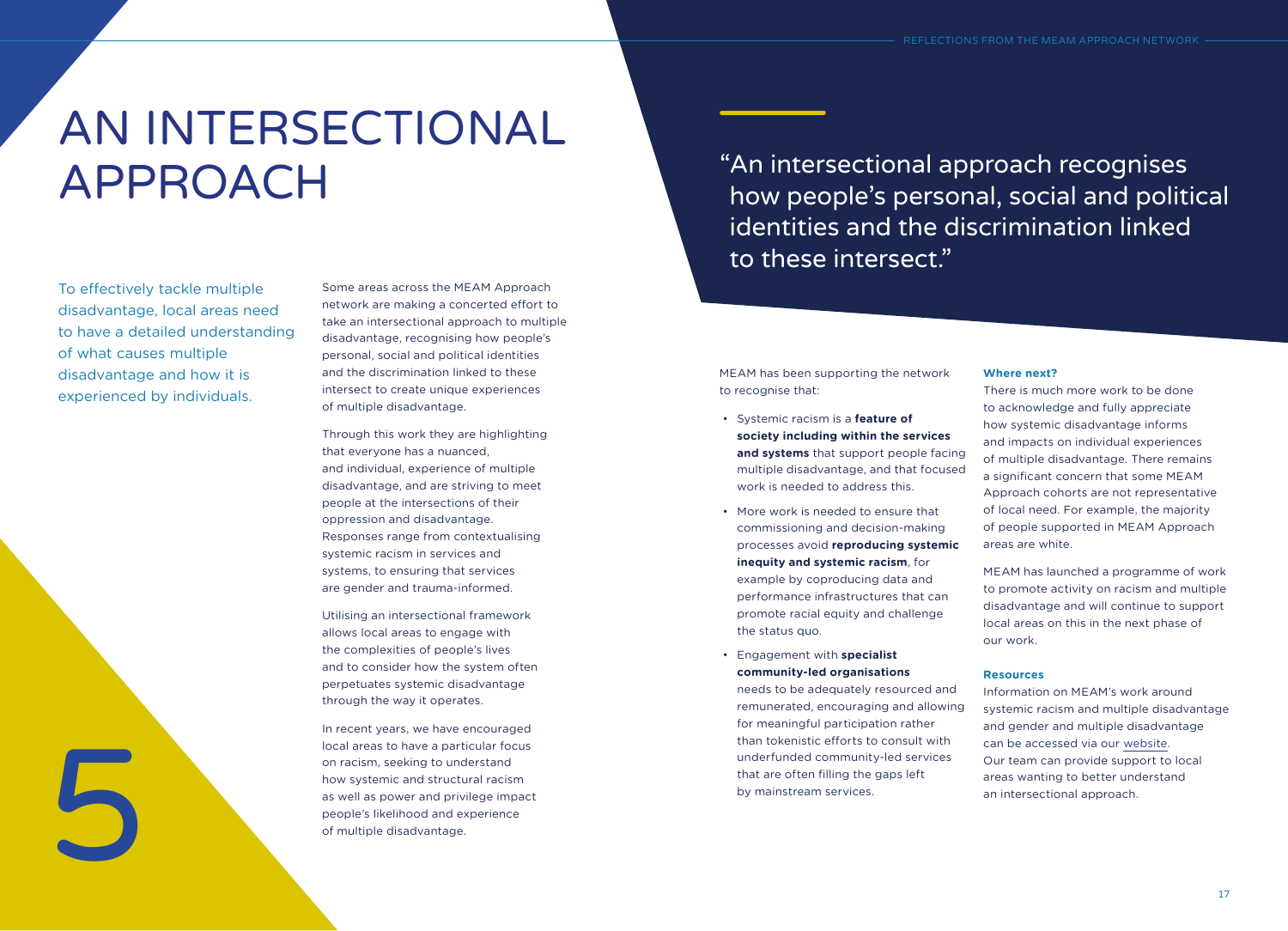# AN INTERSECTIONAL APPROACH

5

To effectively tackle multiple disadvantage, local areas need to have a detailed understanding of what causes multiple disadvantage and how it is experienced by individuals.

Some areas across the MEAM Approach network are making a concerted effort to take an intersectional approach to multiple disadvantage, recognising how people's personal, social and political identities and the discrimination linked to these intersect to create unique experiences of multiple disadvantage.

Through this work they are highlighting that everyone has a nuanced, and individual, experience of multiple disadvantage, and are striving to meet people at the intersections of their oppression and disadvantage. Responses range from contextualising systemic racism in services and systems, to ensuring that services are gender and trauma-informed.

Utilising an intersectional framework allows local areas to engage with the complexities of people's lives and to consider how the system often perpetuates systemic disadvantage through the way it operates.

In recent years, we have encouraged local areas to have a particular focus on racism, seeking to understand how systemic and structural racism as well as power and privilege impact people's likelihood and experience of multiple disadvantage.

> "An intersectional approach recognises how people's personal, social and political identities and the discrimination linked to these intersect."

MEAM has been supporting the network to recognise that:

- Systemic racism is a **feature of society including within the services and systems** that support people facing multiple disadvantage, and that focused work is needed to address this.
- More work is needed to ensure that commissioning and decision-making processes avoid **reproducing systemic inequity and systemic racism**, for example by coproducing data and performance infrastructures that can promote racial equity and challenge the status quo.
- Engagement with **specialist community-led organisations** needs to be adequately resourced and remunerated, encouraging and allowing for meaningful participation rather than tokenistic efforts to consult with underfunded community-led services that are often filling the gaps left by mainstream services.

**Where next?**

There is much more work to be done to acknowledge and fully appreciate how systemic disadvantage informs and impacts on individual experiences of multiple disadvantage. There remains a significant concern that some MEAM Approach cohorts are not representative of local need. For example, the majority of people supported in MEAM Approach areas are white.

MEAM has launched a programme of work to promote activity on racism and multiple disadvantage and will continue to support local areas on this in the next phase of our work.

**Resources**

Information on MEAM's work around systemic racism and multiple disadvantage and gender and multiple disadvantage can be accessed via our website. Our team can provide support to local areas wanting to better understand an intersectional approach.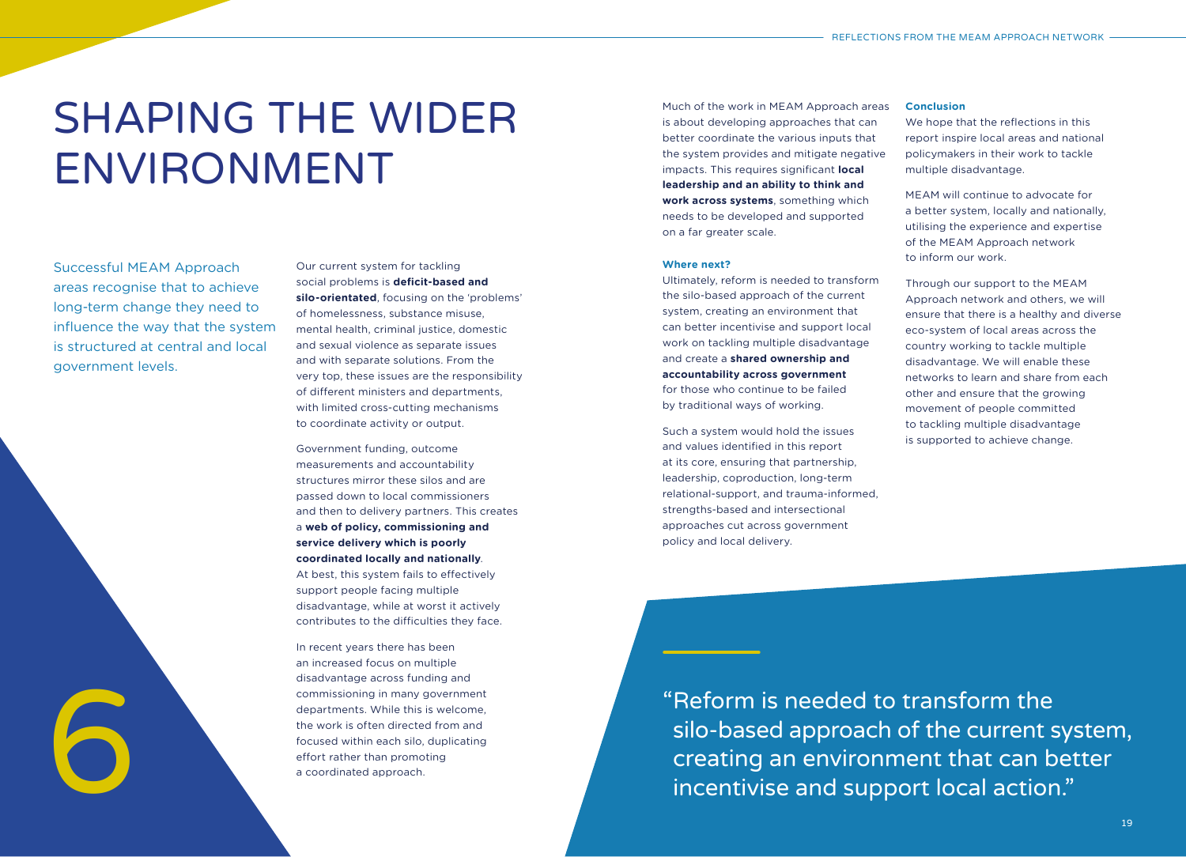# SHAPING THE WIDER ENVIRONMENT

Successful MEAM Approach areas recognise that to achieve long-term change they need to influence the way that the system is structured at central and local government levels.

Our current system for tackling social problems is **deficit-based and silo-orientated**, focusing on the 'problems' of homelessness, substance misuse, mental health, criminal justice, domestic and sexual violence as separate issues and with separate solutions. From the very top, these issues are the responsibility of different ministers and departments, with limited cross-cutting mechanisms to coordinate activity or output.

Government funding, outcome measurements and accountability structures mirror these silos and are passed down to local commissioners and then to delivery partners. This creates a **web of policy, commissioning and service delivery which is poorly coordinated locally and nationally**. At best, this system fails to effectively support people facing multiple disadvantage, while at worst it actively contributes to the difficulties they face.

In recent years there has been an increased focus on multiple disadvantage across funding and commissioning in many government departments. While this is welcome, the work is often directed from and focused within each silo, duplicating effort rather than promoting a coordinated approach.

Much of the work in MEAM Approach areas is about developing approaches that can better coordinate the various inputs that the system provides and mitigate negative impacts. This requires significant **local leadership and an ability to think and work across systems**, something which needs to be developed and supported on a far greater scale.

### Where next?

Ultimately, reform is needed to transform the silo-based approach of the current system, creating an environment that can better incentivise and support local work on tackling multiple disadvantage and create a **shared ownership and accountability across government** for those who continue to be failed by traditional ways of working.

Such a system would hold the issues and values identified in this report at its core, ensuring that partnership, leadership, coproduction, long-term relational-support, and trauma-informed, strengths-based and intersectional approaches cut across government policy and local delivery.

### Conclusion

We hope that the reflections in this report inspire local areas and national policymakers in their work to tackle multiple disadvantage.

MEAM will continue to advocate for a better system, locally and nationally, utilising the experience and expertise of the MEAM Approach network to inform our work.

Through our support to the MEAM Approach network and others, we will ensure that there is a healthy and diverse eco-system of local areas across the country working to tackle multiple disadvantage. We will enable these networks to learn and share from each other and ensure that the growing movement of people committed to tackling multiple disadvantage is supported to achieve change.

> "Reform is needed to transform the silo-based approach of the current system, creating an environment that can better incentivise and support local action."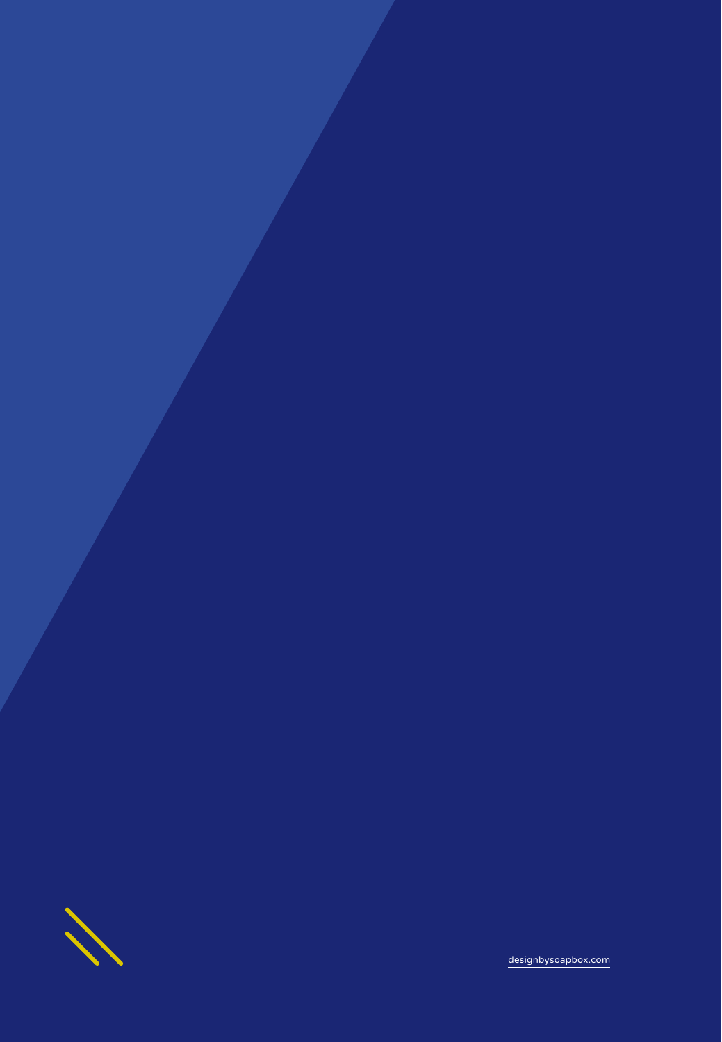designbysoapbox.com